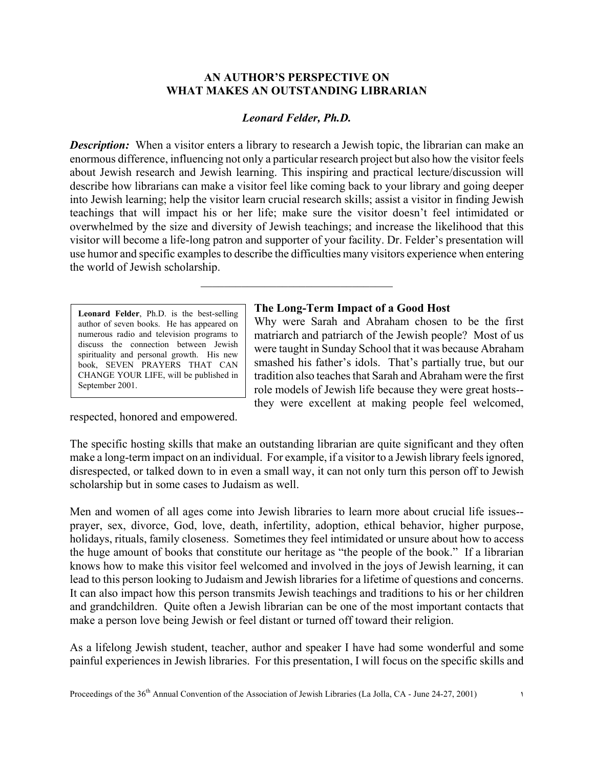**AN AUTHOR'S PERSPECTIVE ON WHAT MAKES AN OUTSTANDING LIBRARIAN**

***Leonard Felder, Ph.D.***

***Description:*** When a visitor enters a library to research a Jewish topic, the librarian can make an enormous difference, influencing not only a particular research project but also how the visitor feels about Jewish research and Jewish learning. This inspiring and practical lecture/discussion will describe how librarians can make a visitor feel like coming back to your library and going deeper into Jewish learning; help the visitor learn crucial research skills; assist a visitor in finding Jewish teachings that will impact his or her life; make sure the visitor doesn't feel intimidated or overwhelmed by the size and diversity of Jewish teachings; and increase the likelihood that this visitor will become a life-long patron and supporter of your facility. Dr. Felder's presentation will use humor and specific examples to describe the difficulties many visitors experience when entering the world of Jewish scholarship.

---

**Leonard Felder**, Ph.D. is the best-selling author of seven books. He has appeared on numerous radio and television programs to discuss the connection between Jewish spirituality and personal growth. His new book, SEVEN PRAYERS THAT CAN CHANGE YOUR LIFE, will be published in September 2001.

**The Long-Term Impact of a Good Host**

Why were Sarah and Abraham chosen to be the first matriarch and patriarch of the Jewish people? Most of us were taught in Sunday School that it was because Abraham smashed his father's idols. That's partially true, but our tradition also teaches that Sarah and Abraham were the first role models of Jewish life because they were great hosts--they were excellent at making people feel welcomed, respected, honored and empowered.

The specific hosting skills that make an outstanding librarian are quite significant and they often make a long-term impact on an individual. For example, if a visitor to a Jewish library feels ignored, disrespected, or talked down to in even a small way, it can not only turn this person off to Jewish scholarship but in some cases to Judaism as well.

Men and women of all ages come into Jewish libraries to learn more about crucial life issues--prayer, sex, divorce, God, love, death, infertility, adoption, ethical behavior, higher purpose, holidays, rituals, family closeness. Sometimes they feel intimidated or unsure about how to access the huge amount of books that constitute our heritage as "the people of the book." If a librarian knows how to make this visitor feel welcomed and involved in the joys of Jewish learning, it can lead to this person looking to Judaism and Jewish libraries for a lifetime of questions and concerns. It can also impact how this person transmits Jewish teachings and traditions to his or her children and grandchildren. Quite often a Jewish librarian can be one of the most important contacts that make a person love being Jewish or feel distant or turned off toward their religion.

As a lifelong Jewish student, teacher, author and speaker I have had some wonderful and some painful experiences in Jewish libraries. For this presentation, I will focus on the specific skills and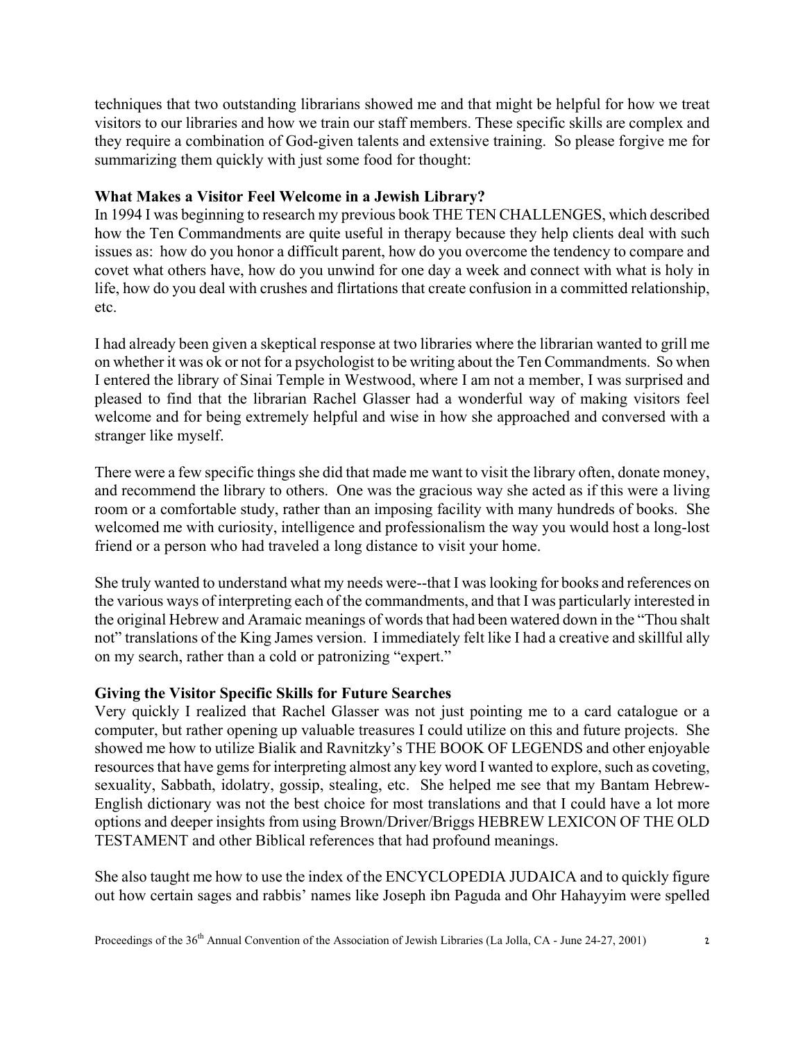techniques that two outstanding librarians showed me and that might be helpful for how we treat visitors to our libraries and how we train our staff members. These specific skills are complex and they require a combination of God-given talents and extensive training. So please forgive me for summarizing them quickly with just some food for thought:

**What Makes a Visitor Feel Welcome in a Jewish Library?**

In 1994 I was beginning to research my previous book THE TEN CHALLENGES, which described how the Ten Commandments are quite useful in therapy because they help clients deal with such issues as: how do you honor a difficult parent, how do you overcome the tendency to compare and covet what others have, how do you unwind for one day a week and connect with what is holy in life, how do you deal with crushes and flirtations that create confusion in a committed relationship, etc.

I had already been given a skeptical response at two libraries where the librarian wanted to grill me on whether it was ok or not for a psychologist to be writing about the Ten Commandments. So when I entered the library of Sinai Temple in Westwood, where I am not a member, I was surprised and pleased to find that the librarian Rachel Glasser had a wonderful way of making visitors feel welcome and for being extremely helpful and wise in how she approached and conversed with a stranger like myself.

There were a few specific things she did that made me want to visit the library often, donate money, and recommend the library to others. One was the gracious way she acted as if this were a living room or a comfortable study, rather than an imposing facility with many hundreds of books. She welcomed me with curiosity, intelligence and professionalism the way you would host a long-lost friend or a person who had traveled a long distance to visit your home.

She truly wanted to understand what my needs were--that I was looking for books and references on the various ways of interpreting each of the commandments, and that I was particularly interested in the original Hebrew and Aramaic meanings of words that had been watered down in the "Thou shalt not" translations of the King James version. I immediately felt like I had a creative and skillful ally on my search, rather than a cold or patronizing "expert."

**Giving the Visitor Specific Skills for Future Searches**

Very quickly I realized that Rachel Glasser was not just pointing me to a card catalogue or a computer, but rather opening up valuable treasures I could utilize on this and future projects. She showed me how to utilize Bialik and Ravnitzky's THE BOOK OF LEGENDS and other enjoyable resources that have gems for interpreting almost any key word I wanted to explore, such as coveting, sexuality, Sabbath, idolatry, gossip, stealing, etc. She helped me see that my Bantam Hebrew-English dictionary was not the best choice for most translations and that I could have a lot more options and deeper insights from using Brown/Driver/Briggs HEBREW LEXICON OF THE OLD TESTAMENT and other Biblical references that had profound meanings.

She also taught me how to use the index of the ENCYCLOPEDIA JUDAICA and to quickly figure out how certain sages and rabbis' names like Joseph ibn Paguda and Ohr Hahayyim were spelled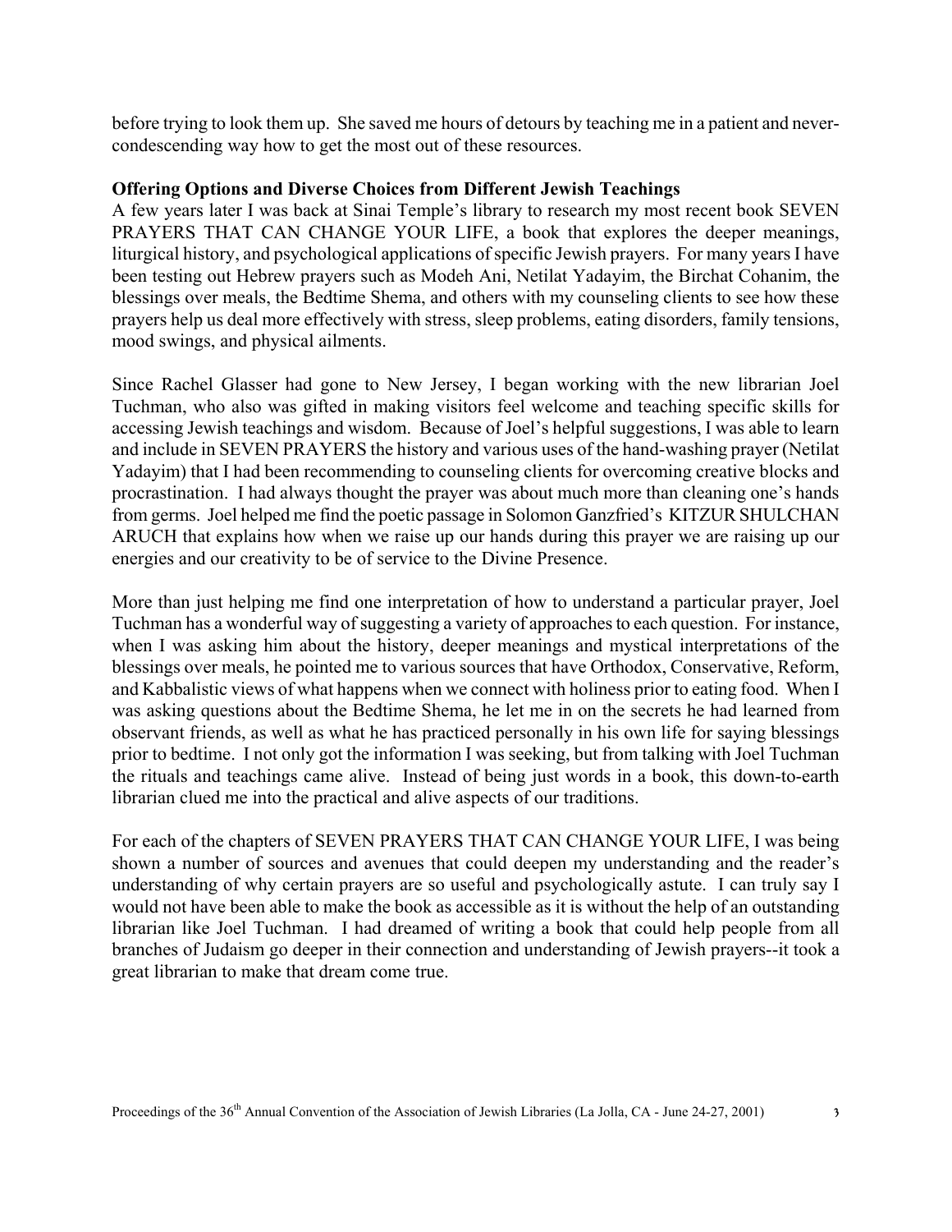before trying to look them up. She saved me hours of detours by teaching me in a patient and never-condescending way how to get the most out of these resources.

**Offering Options and Diverse Choices from Different Jewish Teachings**

A few years later I was back at Sinai Temple's library to research my most recent book SEVEN PRAYERS THAT CAN CHANGE YOUR LIFE, a book that explores the deeper meanings, liturgical history, and psychological applications of specific Jewish prayers. For many years I have been testing out Hebrew prayers such as Modeh Ani, Netilat Yadayim, the Birchat Cohanim, the blessings over meals, the Bedtime Shema, and others with my counseling clients to see how these prayers help us deal more effectively with stress, sleep problems, eating disorders, family tensions, mood swings, and physical ailments.

Since Rachel Glasser had gone to New Jersey, I began working with the new librarian Joel Tuchman, who also was gifted in making visitors feel welcome and teaching specific skills for accessing Jewish teachings and wisdom. Because of Joel's helpful suggestions, I was able to learn and include in SEVEN PRAYERS the history and various uses of the hand-washing prayer (Netilat Yadayim) that I had been recommending to counseling clients for overcoming creative blocks and procrastination. I had always thought the prayer was about much more than cleaning one's hands from germs. Joel helped me find the poetic passage in Solomon Ganzfried's KITZUR SHULCHAN ARUCH that explains how when we raise up our hands during this prayer we are raising up our energies and our creativity to be of service to the Divine Presence.

More than just helping me find one interpretation of how to understand a particular prayer, Joel Tuchman has a wonderful way of suggesting a variety of approaches to each question. For instance, when I was asking him about the history, deeper meanings and mystical interpretations of the blessings over meals, he pointed me to various sources that have Orthodox, Conservative, Reform, and Kabbalistic views of what happens when we connect with holiness prior to eating food. When I was asking questions about the Bedtime Shema, he let me in on the secrets he had learned from observant friends, as well as what he has practiced personally in his own life for saying blessings prior to bedtime. I not only got the information I was seeking, but from talking with Joel Tuchman the rituals and teachings came alive. Instead of being just words in a book, this down-to-earth librarian clued me into the practical and alive aspects of our traditions.

For each of the chapters of SEVEN PRAYERS THAT CAN CHANGE YOUR LIFE, I was being shown a number of sources and avenues that could deepen my understanding and the reader's understanding of why certain prayers are so useful and psychologically astute. I can truly say I would not have been able to make the book as accessible as it is without the help of an outstanding librarian like Joel Tuchman. I had dreamed of writing a book that could help people from all branches of Judaism go deeper in their connection and understanding of Jewish prayers--it took a great librarian to make that dream come true.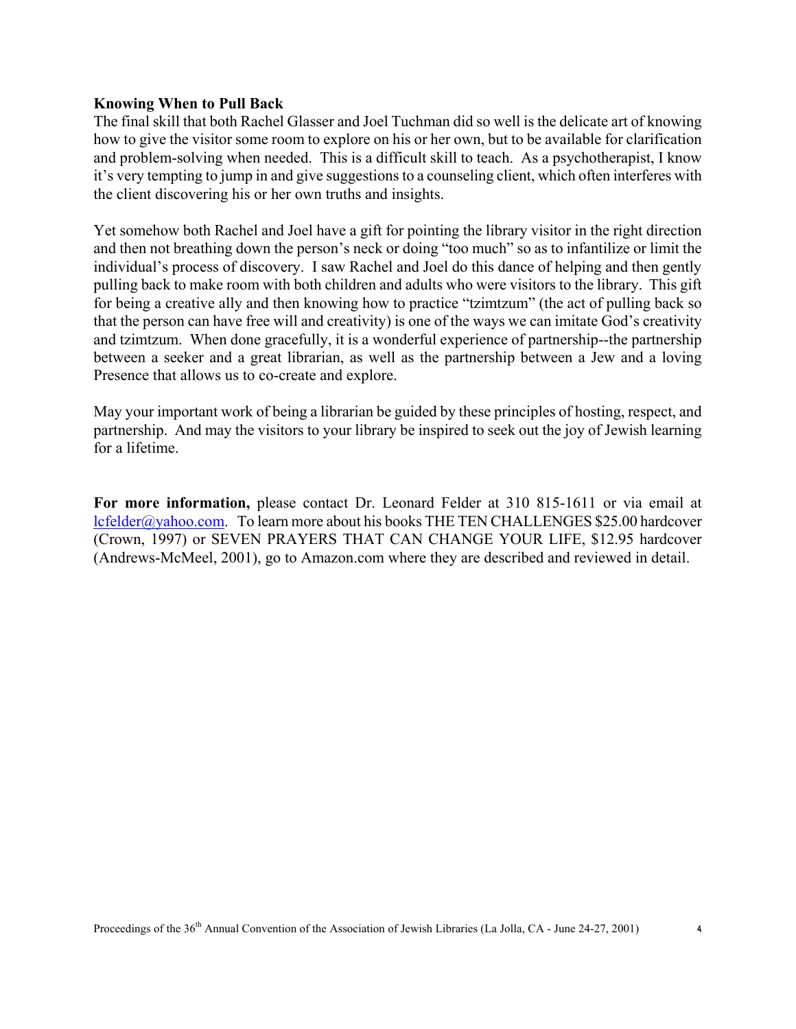**Knowing When to Pull Back**

The final skill that both Rachel Glasser and Joel Tuchman did so well is the delicate art of knowing how to give the visitor some room to explore on his or her own, but to be available for clarification and problem-solving when needed. This is a difficult skill to teach. As a psychotherapist, I know it's very tempting to jump in and give suggestions to a counseling client, which often interferes with the client discovering his or her own truths and insights.

Yet somehow both Rachel and Joel have a gift for pointing the library visitor in the right direction and then not breathing down the person's neck or doing "too much" so as to infantilize or limit the individual's process of discovery. I saw Rachel and Joel do this dance of helping and then gently pulling back to make room with both children and adults who were visitors to the library. This gift for being a creative ally and then knowing how to practice "tzimtzum" (the act of pulling back so that the person can have free will and creativity) is one of the ways we can imitate God's creativity and tzimtzum. When done gracefully, it is a wonderful experience of partnership--the partnership between a seeker and a great librarian, as well as the partnership between a Jew and a loving Presence that allows us to co-create and explore.

May your important work of being a librarian be guided by these principles of hosting, respect, and partnership. And may the visitors to your library be inspired to seek out the joy of Jewish learning for a lifetime.

**For more information,** please contact Dr. Leonard Felder at 310 815-1611 or via email at lcfelder@yahoo.com. To learn more about his books THE TEN CHALLENGES $25.00 hardcover (Crown, 1997) or SEVEN PRAYERS THAT CAN CHANGE YOUR LIFE, $12.95 hardcover (Andrews-McMeel, 2001), go to Amazon.com where they are described and reviewed in detail.